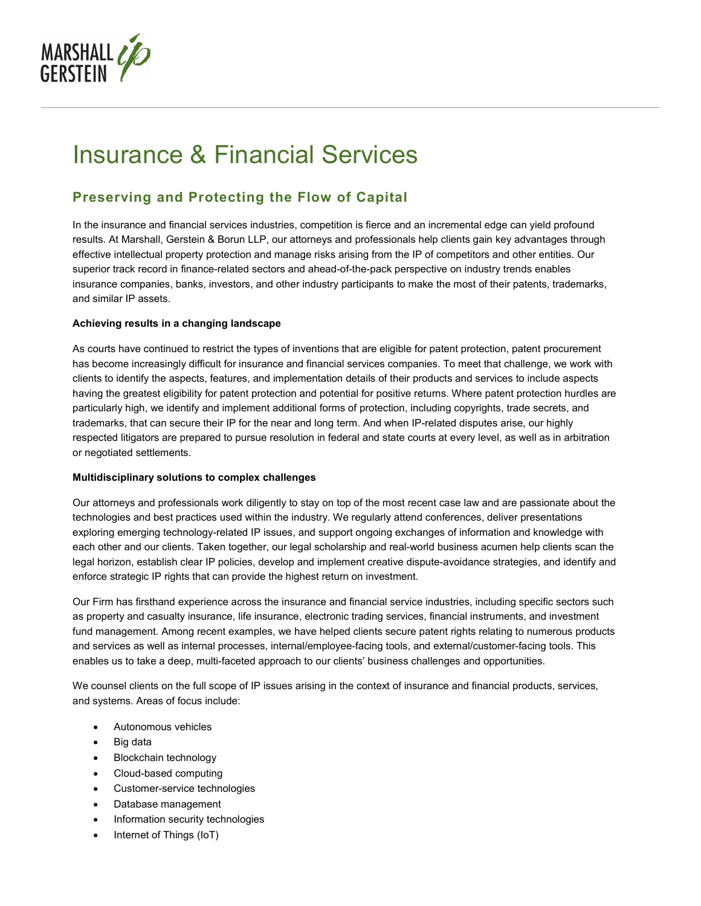# Insurance & Financial Services

## Preserving and Protecting the Flow of Capital

In the insurance and financial services industries, competition is fierce and an incremental edge can yield profound results. At Marshall, Gerstein & Borun LLP, our attorneys and professionals help clients gain key advantages through effective intellectual property protection and manage risks arising from the IP of competitors and other entities. Our superior track record in finance-related sectors and ahead-of-the-pack perspective on industry trends enables insurance companies, banks, investors, and other industry participants to make the most of their patents, trademarks, and similar IP assets.

**Achieving results in a changing landscape**

As courts have continued to restrict the types of inventions that are eligible for patent protection, patent procurement has become increasingly difficult for insurance and financial services companies. To meet that challenge, we work with clients to identify the aspects, features, and implementation details of their products and services to include aspects having the greatest eligibility for patent protection and potential for positive returns. Where patent protection hurdles are particularly high, we identify and implement additional forms of protection, including copyrights, trade secrets, and trademarks, that can secure their IP for the near and long term. And when IP-related disputes arise, our highly respected litigators are prepared to pursue resolution in federal and state courts at every level, as well as in arbitration or negotiated settlements.

**Multidisciplinary solutions to complex challenges**

Our attorneys and professionals work diligently to stay on top of the most recent case law and are passionate about the technologies and best practices used within the industry. We regularly attend conferences, deliver presentations exploring emerging technology-related IP issues, and support ongoing exchanges of information and knowledge with each other and our clients. Taken together, our legal scholarship and real-world business acumen help clients scan the legal horizon, establish clear IP policies, develop and implement creative dispute-avoidance strategies, and identify and enforce strategic IP rights that can provide the highest return on investment.

Our Firm has firsthand experience across the insurance and financial service industries, including specific sectors such as property and casualty insurance, life insurance, electronic trading services, financial instruments, and investment fund management. Among recent examples, we have helped clients secure patent rights relating to numerous products and services as well as internal processes, internal/employee-facing tools, and external/customer-facing tools. This enables us to take a deep, multi-faceted approach to our clients' business challenges and opportunities.

We counsel clients on the full scope of IP issues arising in the context of insurance and financial products, services, and systems. Areas of focus include:

- Autonomous vehicles
- Big data
- Blockchain technology
- Cloud-based computing
- Customer-service technologies
- Database management
- Information security technologies
- Internet of Things (IoT)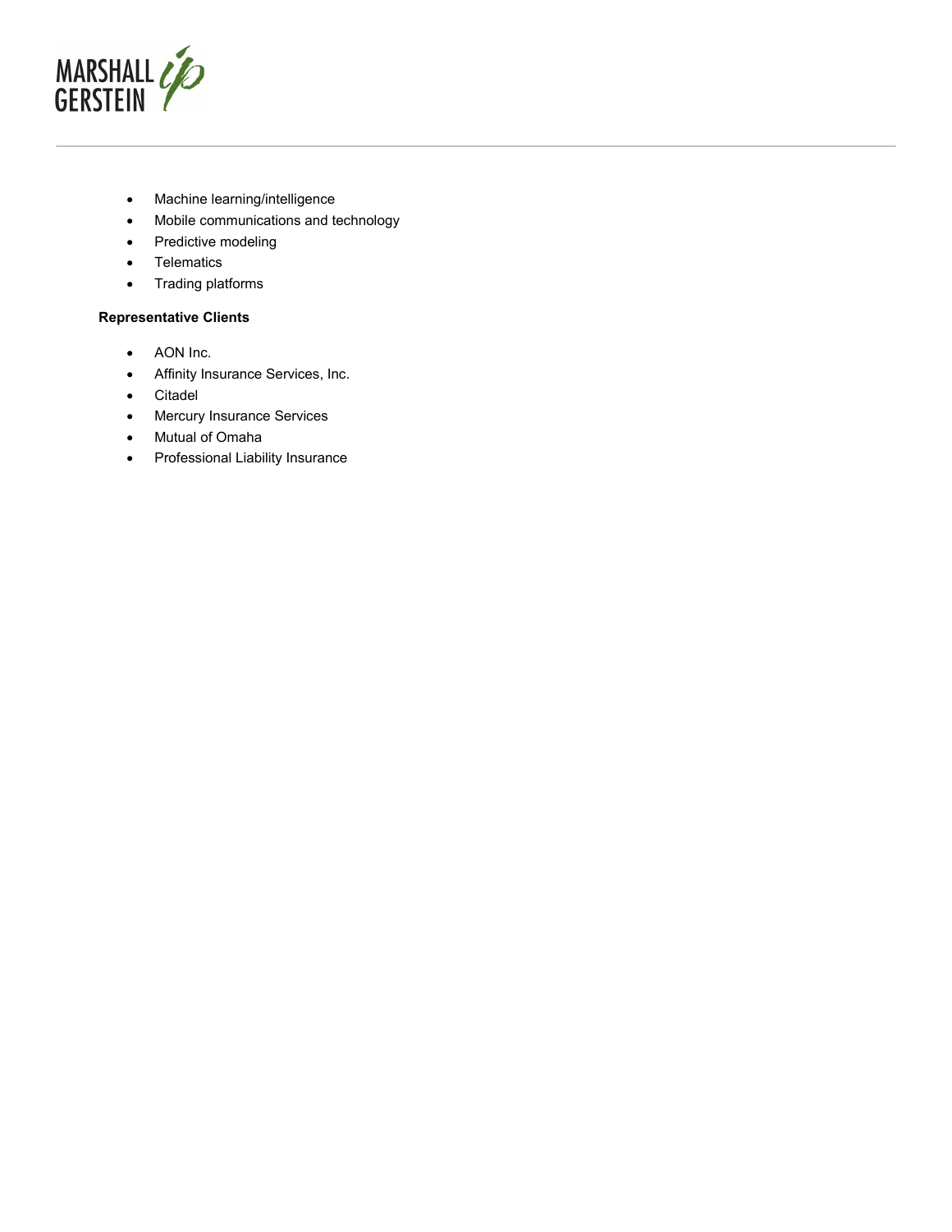- Machine learning/intelligence
- Mobile communications and technology
- Predictive modeling
- Telematics
- Trading platforms

**Representative Clients**

- AON Inc.
- Affinity Insurance Services, Inc.
- Citadel
- Mercury Insurance Services
- Mutual of Omaha
- Professional Liability Insurance